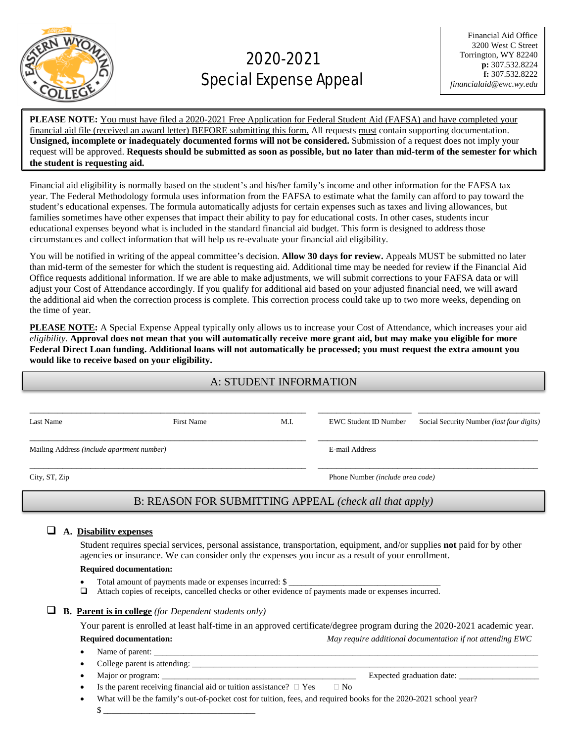# 2020-2021 Special Expense Appeal

Financial Aid Office
3200 West C Street
Torrington, WY 82240
**p:** 307.532.8224
**f:** 307.532.8222
*financialaid@ewc.wy.edu*

**PLEASE NOTE:** You must have filed a 2020-2021 Free Application for Federal Student Aid (FAFSA) and have completed your financial aid file (received an award letter) BEFORE submitting this form. All requests must contain supporting documentation. **Unsigned, incomplete or inadequately documented forms will not be considered.** Submission of a request does not imply your request will be approved. **Requests should be submitted as soon as possible, but no later than mid-term of the semester for which the student is requesting aid.**

Financial aid eligibility is normally based on the student's and his/her family's income and other information for the FAFSA tax year. The Federal Methodology formula uses information from the FAFSA to estimate what the family can afford to pay toward the student's educational expenses. The formula automatically adjusts for certain expenses such as taxes and living allowances, but families sometimes have other expenses that impact their ability to pay for educational costs. In other cases, students incur educational expenses beyond what is included in the standard financial aid budget. This form is designed to address those circumstances and collect information that will help us re-evaluate your financial aid eligibility.

You will be notified in writing of the appeal committee's decision. **Allow 30 days for review.** Appeals MUST be submitted no later than mid-term of the semester for which the student is requesting aid. Additional time may be needed for review if the Financial Aid Office requests additional information. If we are able to make adjustments, we will submit corrections to your FAFSA data or will adjust your Cost of Attendance accordingly. If you qualify for additional aid based on your adjusted financial need, we will award the additional aid when the correction process is complete. This correction process could take up to two more weeks, depending on the time of year.

**PLEASE NOTE:** A Special Expense Appeal typically only allows us to increase your Cost of Attendance, which increases your aid *eligibility.* **Approval does not mean that you will automatically receive more grant aid, but may make you eligible for more Federal Direct Loan funding. Additional loans will not automatically be processed; you must request the extra amount you would like to receive based on your eligibility.**

## A: STUDENT INFORMATION

| | | | | |
|---|---|---|---|---|
| Last Name | First Name | M.I. | EWC Student ID Number | Social Security Number *(last four digits)* |
| Mailing Address *(include apartment number)* | | | E-mail Address | |
| City, ST, Zip | | | Phone Number *(include area code)* | |

## B: REASON FOR SUBMITTING APPEAL *(check all that apply)*

❑ **A. Disability expenses**

Student requires special services, personal assistance, transportation, equipment, and/or supplies **not** paid for by other agencies or insurance. We can consider only the expenses you incur as a result of your enrollment.

**Required documentation:**

- Total amount of payments made or expenses incurred: $ ______________________________
- ❑ Attach copies of receipts, cancelled checks or other evidence of payments made or expenses incurred.

❑ **B. Parent is in college** *(for Dependent students only)*

Your parent is enrolled at least half-time in an approved certificate/degree program during the 2020-2021 academic year.

**Required documentation:** *May require additional documentation if not attending EWC*

- Name of parent: ______________________________
- College parent is attending: ______________________________
- Major or program: ______________________________ Expected graduation date: ________________
- Is the parent receiving financial aid or tuition assistance? ☐ Yes ☐ No
- What will be the family's out-of-pocket cost for tuition, fees, and required books for the 2020-2021 school year?
  $ ______________________________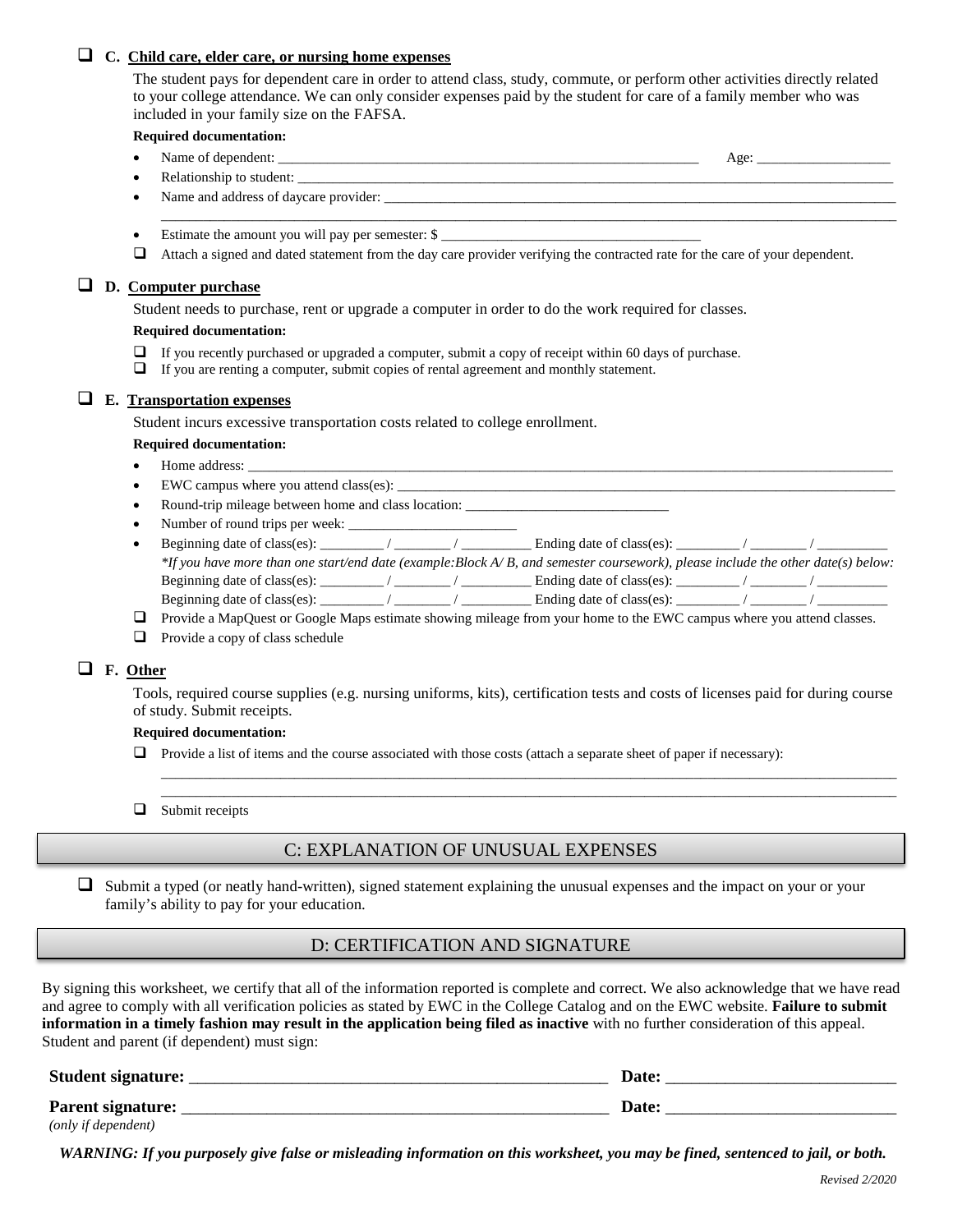- ☐ **C. Child care, elder care, or nursing home expenses**

  The student pays for dependent care in order to attend class, study, commute, or perform other activities directly related to your college attendance. We can only consider expenses paid by the student for care of a family member who was included in your family size on the FAFSA.

  **Required documentation:**

  - Name of dependent: ______________________________ Age: ____________
  - Relationship to student: ______________________________
  - Name and address of daycare provider: ______________________________
    ______________________________
  - Estimate the amount you will pay per semester: $ ______________________________
  - ☐ Attach a signed and dated statement from the day care provider verifying the contracted rate for the care of your dependent.

- ☐ **D. Computer purchase**

  Student needs to purchase, rent or upgrade a computer in order to do the work required for classes.

  **Required documentation:**

  - ☐ If you recently purchased or upgraded a computer, submit a copy of receipt within 60 days of purchase.
  - ☐ If you are renting a computer, submit copies of rental agreement and monthly statement.

- ☐ **E. Transportation expenses**

  Student incurs excessive transportation costs related to college enrollment.

  **Required documentation:**

  - Home address: ______________________________
  - EWC campus where you attend class(es): ______________________________
  - Round-trip mileage between home and class location: ______________________________
  - Number of round trips per week: ______________________________
  - Beginning date of class(es): _________ / ________ / __________ Ending date of class(es): _________ / ________ / __________

    *\*If you have more than one start/end date (example:Block A/ B, and semester coursework), please include the other date(s) below:*

    Beginning date of class(es): _________ / ________ / __________ Ending date of class(es): _________ / ________ / __________

    Beginning date of class(es): _________ / ________ / __________ Ending date of class(es): _________ / ________ / __________
  - ☐ Provide a MapQuest or Google Maps estimate showing mileage from your home to the EWC campus where you attend classes.
  - ☐ Provide a copy of class schedule

- ☐ **F. Other**

  Tools, required course supplies (e.g. nursing uniforms, kits), certification tests and costs of licenses paid for during course of study. Submit receipts.

  **Required documentation:**

  - ☐ Provide a list of items and the course associated with those costs (attach a separate sheet of paper if necessary):

    ______________________________
    ______________________________
  - ☐ Submit receipts

## C: EXPLANATION OF UNUSUAL EXPENSES

☐ Submit a typed (or neatly hand-written), signed statement explaining the unusual expenses and the impact on your or your family's ability to pay for your education.

## D: CERTIFICATION AND SIGNATURE

By signing this worksheet, we certify that all of the information reported is complete and correct. We also acknowledge that we have read and agree to comply with all verification policies as stated by EWC in the College Catalog and on the EWC website. **Failure to submit information in a timely fashion may result in the application being filed as inactive** with no further consideration of this appeal. Student and parent (if dependent) must sign:

**Student signature:** ______________________________ **Date:** ______________________________

**Parent signature:** ______________________________ **Date:** ______________________________
*(only if dependent)*

***WARNING: If you purposely give false or misleading information on this worksheet, you may be fined, sentenced to jail, or both.***

*Revised 2/2020*